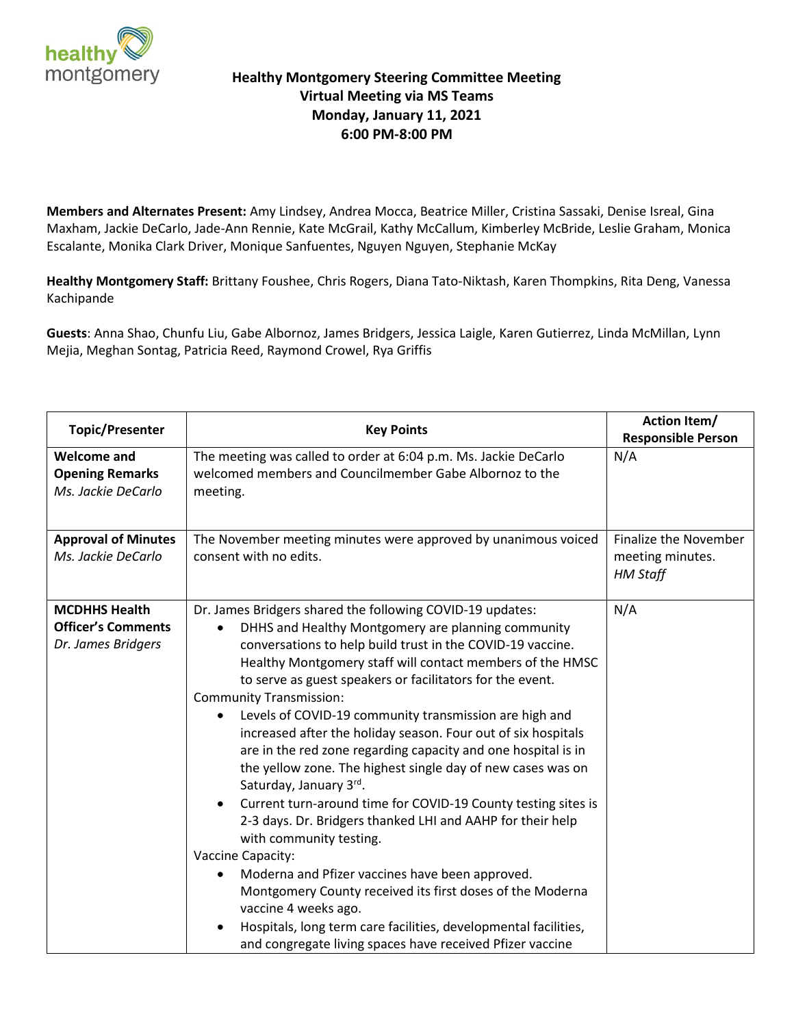**Healthy Montgomery Steering Committee Meeting**
**Virtual Meeting via MS Teams**
**Monday, January 11, 2021**
**6:00 PM-8:00 PM**

**Members and Alternates Present:** Amy Lindsey, Andrea Mocca, Beatrice Miller, Cristina Sassaki, Denise Isreal, Gina Maxham, Jackie DeCarlo, Jade-Ann Rennie, Kate McGrail, Kathy McCallum, Kimberley McBride, Leslie Graham, Monica Escalante, Monika Clark Driver, Monique Sanfuentes, Nguyen Nguyen, Stephanie McKay

**Healthy Montgomery Staff:** Brittany Foushee, Chris Rogers, Diana Tato-Niktash, Karen Thompkins, Rita Deng, Vanessa Kachipande

**Guests**: Anna Shao, Chunfu Liu, Gabe Albornoz, James Bridgers, Jessica Laigle, Karen Gutierrez, Linda McMillan, Lynn Mejia, Meghan Sontag, Patricia Reed, Raymond Crowel, Rya Griffis

| Topic/Presenter | Key Points | Action Item/ Responsible Person |
|---|---|---|
| **Welcome and Opening Remarks** *Ms. Jackie DeCarlo* | The meeting was called to order at 6:04 p.m. Ms. Jackie DeCarlo welcomed members and Councilmember Gabe Albornoz to the meeting. | N/A |
| **Approval of Minutes** *Ms. Jackie DeCarlo* | The November meeting minutes were approved by unanimous voiced consent with no edits. | Finalize the November meeting minutes. *HM Staff* |
| **MCDHHS Health Officer's Comments** *Dr. James Bridgers* | Dr. James Bridgers shared the following COVID-19 updates:<br>• DHHS and Healthy Montgomery are planning community conversations to help build trust in the COVID-19 vaccine. Healthy Montgomery staff will contact members of the HMSC to serve as guest speakers or facilitators for the event.<br>Community Transmission:<br>• Levels of COVID-19 community transmission are high and increased after the holiday season. Four out of six hospitals are in the red zone regarding capacity and one hospital is in the yellow zone. The highest single day of new cases was on Saturday, January 3rd.<br>• Current turn-around time for COVID-19 County testing sites is 2-3 days. Dr. Bridgers thanked LHI and AAHP for their help with community testing.<br>Vaccine Capacity:<br>• Moderna and Pfizer vaccines have been approved. Montgomery County received its first doses of the Moderna vaccine 4 weeks ago.<br>• Hospitals, long term care facilities, developmental facilities, and congregate living spaces have received Pfizer vaccine | N/A |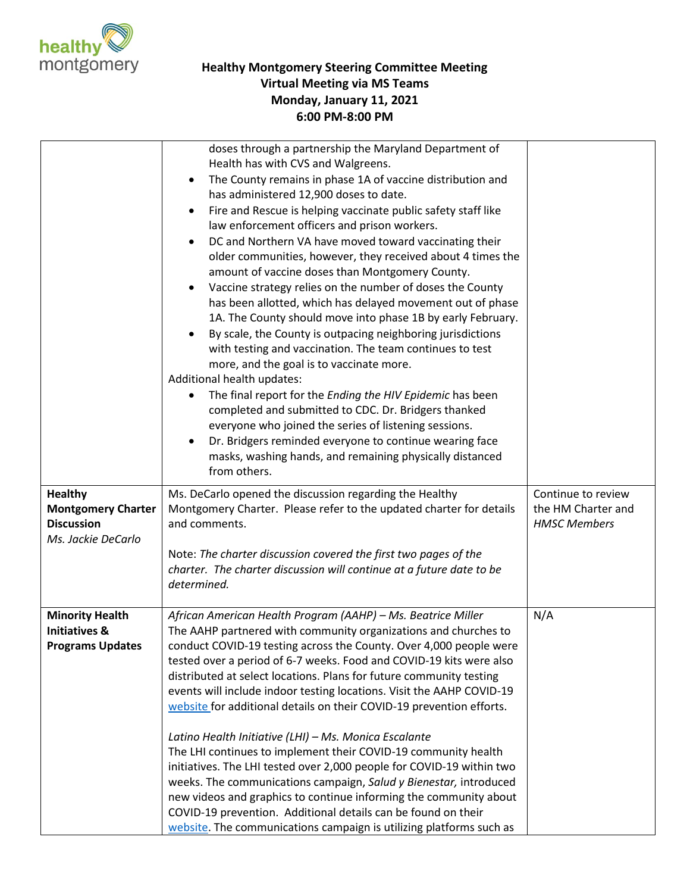# Healthy Montgomery Steering Committee Meeting
## Virtual Meeting via MS Teams
## Monday, January 11, 2021
## 6:00 PM-8:00 PM

| | | |
|---|---|---|
| | doses through a partnership the Maryland Department of Health has with CVS and Walgreens.<br>• The County remains in phase 1A of vaccine distribution and has administered 12,900 doses to date.<br>• Fire and Rescue is helping vaccinate public safety staff like law enforcement officers and prison workers.<br>• DC and Northern VA have moved toward vaccinating their older communities, however, they received about 4 times the amount of vaccine doses than Montgomery County.<br>• Vaccine strategy relies on the number of doses the County has been allotted, which has delayed movement out of phase 1A. The County should move into phase 1B by early February.<br>• By scale, the County is outpacing neighboring jurisdictions with testing and vaccination. The team continues to test more, and the goal is to vaccinate more.<br>Additional health updates:<br>• The final report for the *Ending the HIV Epidemic* has been completed and submitted to CDC. Dr. Bridgers thanked everyone who joined the series of listening sessions.<br>• Dr. Bridgers reminded everyone to continue wearing face masks, washing hands, and remaining physically distanced from others. | |
| **Healthy Montgomery Charter Discussion**<br>*Ms. Jackie DeCarlo* | Ms. DeCarlo opened the discussion regarding the Healthy Montgomery Charter. Please refer to the updated charter for details and comments.<br><br>Note: *The charter discussion covered the first two pages of the charter. The charter discussion will continue at a future date to be determined.* | Continue to review the HM Charter and *HMSC Members* |
| **Minority Health Initiatives & Programs Updates** | *African American Health Program (AAHP) – Ms. Beatrice Miller*<br>The AAHP partnered with community organizations and churches to conduct COVID-19 testing across the County. Over 4,000 people were tested over a period of 6-7 weeks. Food and COVID-19 kits were also distributed at select locations. Plans for future community testing events will include indoor testing locations. Visit the AAHP COVID-19 website for additional details on their COVID-19 prevention efforts.<br><br>*Latino Health Initiative (LHI) – Ms. Monica Escalante*<br>The LHI continues to implement their COVID-19 community health initiatives. The LHI tested over 2,000 people for COVID-19 within two weeks. The communications campaign, *Salud y Bienestar,* introduced new videos and graphics to continue informing the community about COVID-19 prevention. Additional details can be found on their website. The communications campaign is utilizing platforms such as | N/A |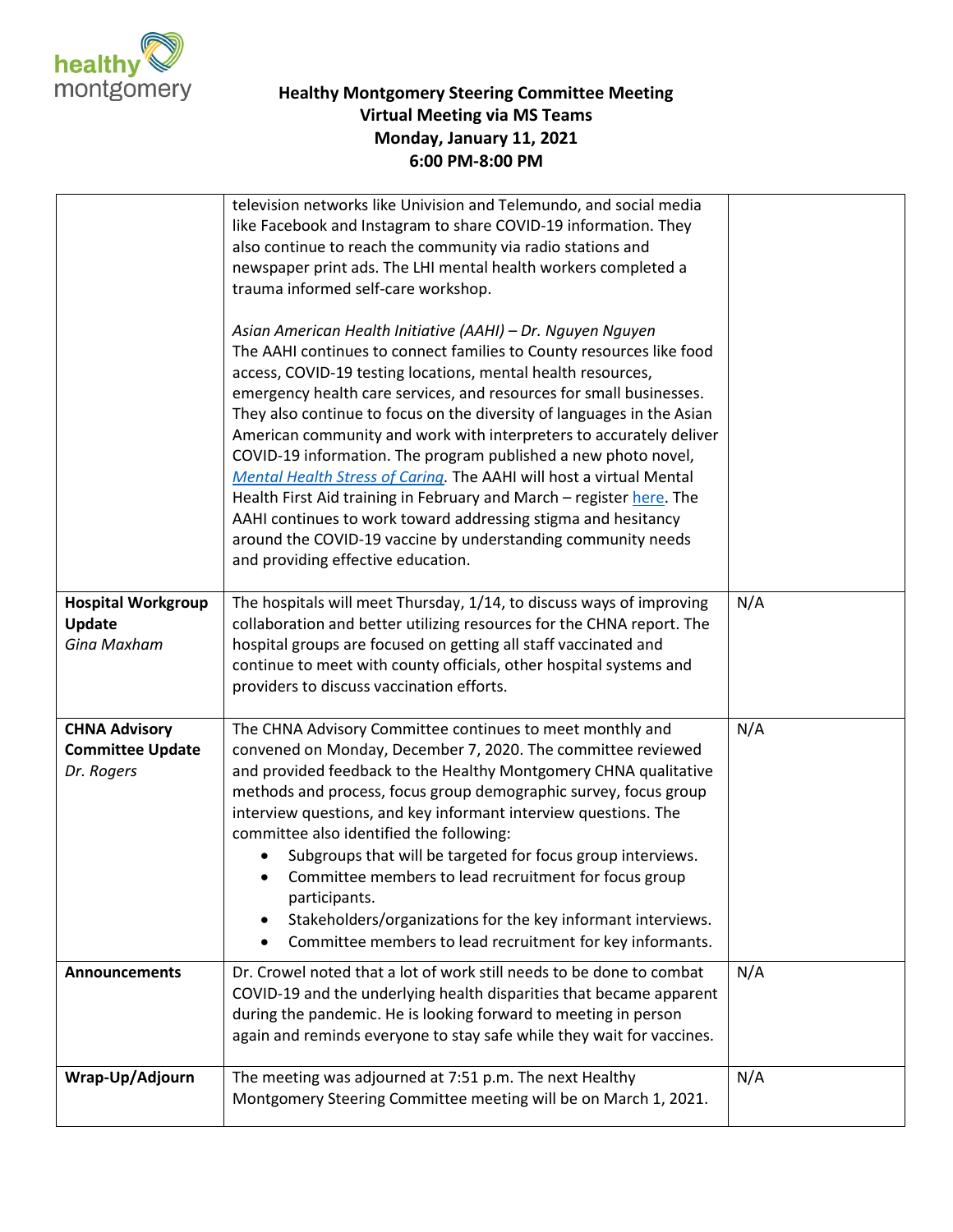# Healthy Montgomery Steering Committee Meeting
## Virtual Meeting via MS Teams
## Monday, January 11, 2021
## 6:00 PM-8:00 PM

| | | |
|---|---|---|
| | television networks like Univision and Telemundo, and social media like Facebook and Instagram to share COVID-19 information. They also continue to reach the community via radio stations and newspaper print ads. The LHI mental health workers completed a trauma informed self-care workshop.<br><br>*Asian American Health Initiative (AAHI) – Dr. Nguyen Nguyen*<br>The AAHI continues to connect families to County resources like food access, COVID-19 testing locations, mental health resources, emergency health care services, and resources for small businesses. They also continue to focus on the diversity of languages in the Asian American community and work with interpreters to accurately deliver COVID-19 information. The program published a new photo novel, *Mental Health Stress of Caring*. The AAHI will host a virtual Mental Health First Aid training in February and March – register here. The AAHI continues to work toward addressing stigma and hesitancy around the COVID-19 vaccine by understanding community needs and providing effective education. | |
| **Hospital Workgroup Update**<br>*Gina Maxham* | The hospitals will meet Thursday, 1/14, to discuss ways of improving collaboration and better utilizing resources for the CHNA report. The hospital groups are focused on getting all staff vaccinated and continue to meet with county officials, other hospital systems and providers to discuss vaccination efforts. | N/A |
| **CHNA Advisory Committee Update**<br>*Dr. Rogers* | The CHNA Advisory Committee continues to meet monthly and convened on Monday, December 7, 2020. The committee reviewed and provided feedback to the Healthy Montgomery CHNA qualitative methods and process, focus group demographic survey, focus group interview questions, and key informant interview questions. The committee also identified the following:<br>• Subgroups that will be targeted for focus group interviews.<br>• Committee members to lead recruitment for focus group participants.<br>• Stakeholders/organizations for the key informant interviews.<br>• Committee members to lead recruitment for key informants. | N/A |
| **Announcements** | Dr. Crowel noted that a lot of work still needs to be done to combat COVID-19 and the underlying health disparities that became apparent during the pandemic. He is looking forward to meeting in person again and reminds everyone to stay safe while they wait for vaccines. | N/A |
| **Wrap-Up/Adjourn** | The meeting was adjourned at 7:51 p.m. The next Healthy Montgomery Steering Committee meeting will be on March 1, 2021. | N/A |